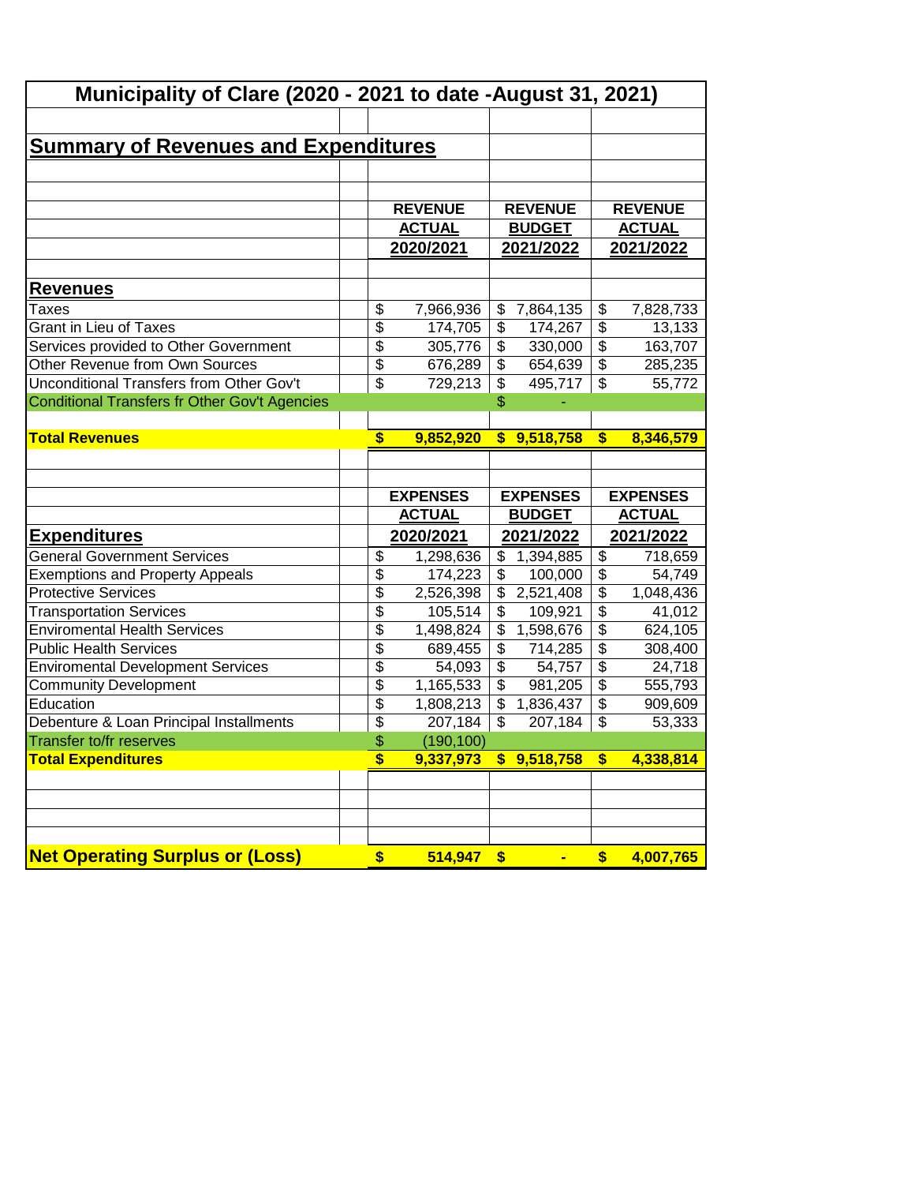# Municipality of Clare (2020 - 2021 to date -August 31, 2021)

## Summary of Revenues and Expenditures

| | REVENUE ACTUAL 2020/2021 | REVENUE BUDGET 2021/2022 | REVENUE ACTUAL 2021/2022 |
|---|---|---|---|
| **Revenues** | | | |
| Taxes | $ 7,966,936 | $ 7,864,135 | $ 7,828,733 |
| Grant in Lieu of Taxes | $ 174,705 | $ 174,267 | $ 13,133 |
| Services provided to Other Government | $ 305,776 | $ 330,000 | $ 163,707 |
| Other Revenue from Own Sources | $ 676,289 | $ 654,639 | $ 285,235 |
| Unconditional Transfers from Other Gov't | $ 729,213 | $ 495,717 | $ 55,772 |
| Conditional Transfers fr Other Gov't Agencies | | $ - | |
| **Total Revenues** | **$ 9,852,920** | **$ 9,518,758** | **$ 8,346,579** |

| | EXPENSES ACTUAL 2020/2021 | EXPENSES BUDGET 2021/2022 | EXPENSES ACTUAL 2021/2022 |
|---|---|---|---|
| **Expenditures** | | | |
| General Government Services | $ 1,298,636 | $ 1,394,885 | $ 718,659 |
| Exemptions and Property Appeals | $ 174,223 | $ 100,000 | $ 54,749 |
| Protective Services | $ 2,526,398 | $ 2,521,408 | $ 1,048,436 |
| Transportation Services | $ 105,514 | $ 109,921 | $ 41,012 |
| Enviromental Health Services | $ 1,498,824 | $ 1,598,676 | $ 624,105 |
| Public Health Services | $ 689,455 | $ 714,285 | $ 308,400 |
| Enviromental Development Services | $ 54,093 | $ 54,757 | $ 24,718 |
| Community Development | $ 1,165,533 | $ 981,205 | $ 555,793 |
| Education | $ 1,808,213 | $ 1,836,437 | $ 909,609 |
| Debenture & Loan Principal Installments | $ 207,184 | $ 207,184 | $ 53,333 |
| Transfer to/fr reserves | $ (190,100) | | |
| **Total Expenditures** | **$ 9,337,973** | **$ 9,518,758** | **$ 4,338,814** |
| | | | |
| **Net Operating Surplus or (Loss)** | **$ 514,947** | **$ -** | **$ 4,007,765** |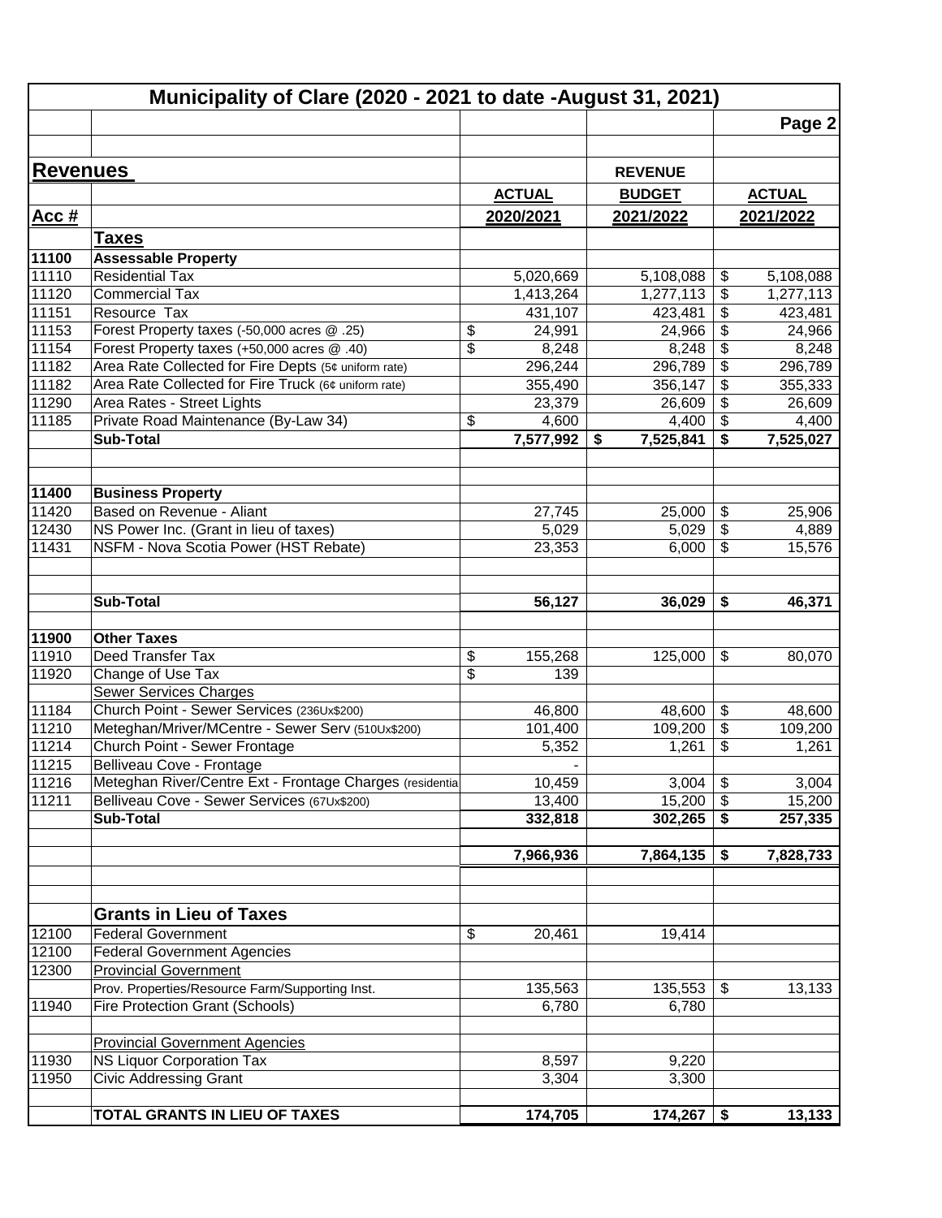## Municipality of Clare (2020 - 2021 to date -August 31, 2021)

| Acc # | Revenues | ACTUAL 2020/2021 | REVENUE BUDGET 2021/2022 | ACTUAL 2021/2022 |
|---|---|---|---|---|
| | **Taxes** | | | |
| 11100 | **Assessable Property** | | | |
| 11110 | Residential Tax | 5,020,669 | 5,108,088 | $ 5,108,088 |
| 11120 | Commercial Tax | 1,413,264 | 1,277,113 | $ 1,277,113 |
| 11151 | Resource Tax | 431,107 | 423,481 | $ 423,481 |
| 11153 | Forest Property taxes (-50,000 acres @ .25) | $ 24,991 | 24,966 | $ 24,966 |
| 11154 | Forest Property taxes (+50,000 acres @ .40) | $ 8,248 | 8,248 | $ 8,248 |
| 11182 | Area Rate Collected for Fire Depts (5¢ uniform rate) | 296,244 | 296,789 | $ 296,789 |
| 11182 | Area Rate Collected for Fire Truck (6¢ uniform rate) | 355,490 | 356,147 | $ 355,333 |
| 11290 | Area Rates - Street Lights | 23,379 | 26,609 | $ 26,609 |
| 11185 | Private Road Maintenance (By-Law 34) | $ 4,600 | 4,400 | $ 4,400 |
| | **Sub-Total** | **7,577,992** | **$ 7,525,841** | **$ 7,525,027** |
| | | | | |
| 11400 | **Business Property** | | | |
| 11420 | Based on Revenue - Aliant | 27,745 | 25,000 | $ 25,906 |
| 12430 | NS Power Inc. (Grant in lieu of taxes) | 5,029 | 5,029 | $ 4,889 |
| 11431 | NSFM - Nova Scotia Power (HST Rebate) | 23,353 | 6,000 | $ 15,576 |
| | | | | |
| | **Sub-Total** | **56,127** | **36,029** | **$ 46,371** |
| | | | | |
| 11900 | **Other Taxes** | | | |
| 11910 | Deed Transfer Tax | $ 155,268 | 125,000 | $ 80,070 |
| 11920 | Change of Use Tax | $ 139 | | |
| | Sewer Services Charges | | | |
| 11184 | Church Point - Sewer Services (236Ux$200) | 46,800 | 48,600 | $ 48,600 |
| 11210 | Meteghan/Mriver/MCentre - Sewer Serv (510Ux$200) | 101,400 | 109,200 | $ 109,200 |
| 11214 | Church Point - Sewer Frontage | 5,352 | 1,261 | $ 1,261 |
| 11215 | Belliveau Cove - Frontage | - | | |
| 11216 | Meteghan River/Centre Ext - Frontage Charges (residentia | 10,459 | 3,004 | $ 3,004 |
| 11211 | Belliveau Cove - Sewer Services (67Ux$200) | 13,400 | 15,200 | $ 15,200 |
| | **Sub-Total** | **332,818** | **302,265** | **$ 257,335** |
| | | | | |
| | | **7,966,936** | **7,864,135** | **$ 7,828,733** |
| | | | | |
| | **Grants in Lieu of Taxes** | | | |
| 12100 | Federal Government | $ 20,461 | 19,414 | |
| 12100 | Federal Government Agencies | | | |
| 12300 | Provincial Government | | | |
| | Prov. Properties/Resource Farm/Supporting Inst. | 135,563 | 135,553 | $ 13,133 |
| 11940 | Fire Protection Grant (Schools) | 6,780 | 6,780 | |
| | | | | |
| | Provincial Government Agencies | | | |
| 11930 | NS Liquor Corporation Tax | 8,597 | 9,220 | |
| 11950 | Civic Addressing Grant | 3,304 | 3,300 | |
| | | | | |
| | **TOTAL GRANTS IN LIEU OF TAXES** | **174,705** | **174,267** | **$ 13,133** |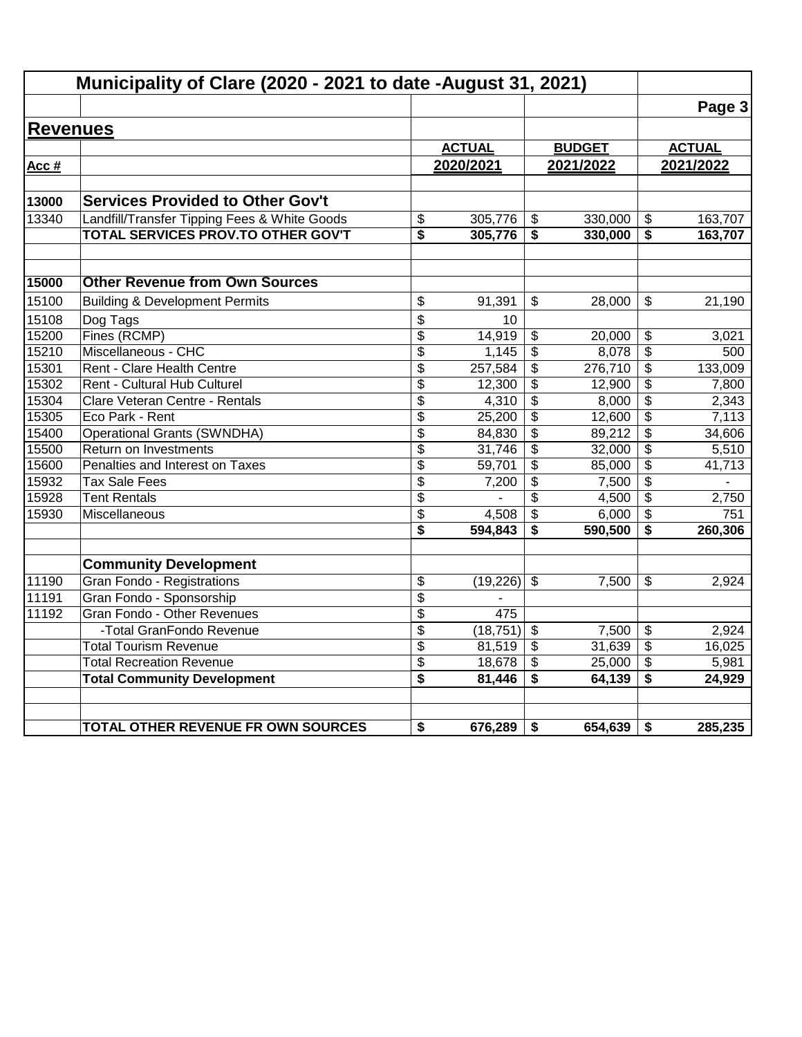# Municipality of Clare (2020 - 2021 to date -August 31, 2021)

## Revenues

| Acc # | | ACTUAL 2020/2021 | BUDGET 2021/2022 | ACTUAL 2021/2022 |
|---|---|---|---|---|
| **13000** | **Services Provided to Other Gov't** | | | |
| 13340 | Landfill/Transfer Tipping Fees & White Goods | $ 305,776 | $ 330,000 | $ 163,707 |
| | **TOTAL SERVICES PROV.TO OTHER GOV'T** | **$ 305,776** | **$ 330,000** | **$ 163,707** |
| | | | | |
| **15000** | **Other Revenue from Own Sources** | | | |
| 15100 | Building & Development Permits | $ 91,391 | $ 28,000 | $ 21,190 |
| 15108 | Dog Tags | $ 10 | | |
| 15200 | Fines (RCMP) | $ 14,919 | $ 20,000 | $ 3,021 |
| 15210 | Miscellaneous - CHC | $ 1,145 | $ 8,078 | $ 500 |
| 15301 | Rent - Clare Health Centre | $ 257,584 | $ 276,710 | $ 133,009 |
| 15302 | Rent - Cultural Hub Culturel | $ 12,300 | $ 12,900 | $ 7,800 |
| 15304 | Clare Veteran Centre - Rentals | $ 4,310 | $ 8,000 | $ 2,343 |
| 15305 | Eco Park - Rent | $ 25,200 | $ 12,600 | $ 7,113 |
| 15400 | Operational Grants (SWNDHA) | $ 84,830 | $ 89,212 | $ 34,606 |
| 15500 | Return on Investments | $ 31,746 | $ 32,000 | $ 5,510 |
| 15600 | Penalties and Interest on Taxes | $ 59,701 | $ 85,000 | $ 41,713 |
| 15932 | Tax Sale Fees | $ 7,200 | $ 7,500 | $ - |
| 15928 | Tent Rentals | $ - | $ 4,500 | $ 2,750 |
| 15930 | Miscellaneous | $ 4,508 | $ 6,000 | $ 751 |
| | | **$ 594,843** | **$ 590,500** | **$ 260,306** |
| | | | | |
| | **Community Development** | | | |
| 11190 | Gran Fondo - Registrations | $ (19,226) | $ 7,500 | $ 2,924 |
| 11191 | Gran Fondo - Sponsorship | $ - | | |
| 11192 | Gran Fondo - Other Revenues | $ 475 | | |
| | -Total GranFondo Revenue | $ (18,751) | $ 7,500 | $ 2,924 |
| | Total Tourism Revenue | $ 81,519 | $ 31,639 | $ 16,025 |
| | Total Recreation Revenue | $ 18,678 | $ 25,000 | $ 5,981 |
| | **Total Community Development** | **$ 81,446** | **$ 64,139** | **$ 24,929** |
| | | | | |
| | **TOTAL OTHER REVENUE FR OWN SOURCES** | **$ 676,289** | **$ 654,639** | **$ 285,235** |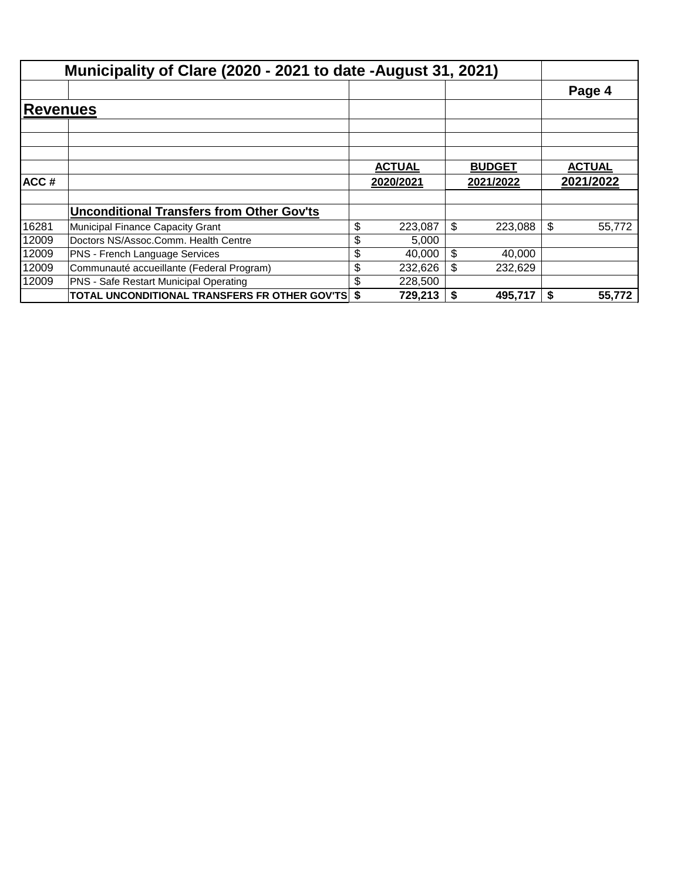# Municipality of Clare (2020 - 2021 to date -August 31, 2021)

## Revenues

| ACC # | | ACTUAL 2020/2021 | BUDGET 2021/2022 | ACTUAL 2021/2022 |
|---|---|---|---|---|
| | **Unconditional Transfers from Other Gov'ts** | | | |
| 16281 | Municipal Finance Capacity Grant | $ 223,087 | $ 223,088 | $ 55,772 |
| 12009 | Doctors NS/Assoc.Comm. Health Centre | $ 5,000 | | |
| 12009 | PNS - French Language Services | $ 40,000 | $ 40,000 | |
| 12009 | Communauté accueillante (Federal Program) | $ 232,626 | $ 232,629 | |
| 12009 | PNS - Safe Restart Municipal Operating | $ 228,500 | | |
| | **TOTAL UNCONDITIONAL TRANSFERS FR OTHER GOV'TS** | **$ 729,213** | **$ 495,717** | **$ 55,772** |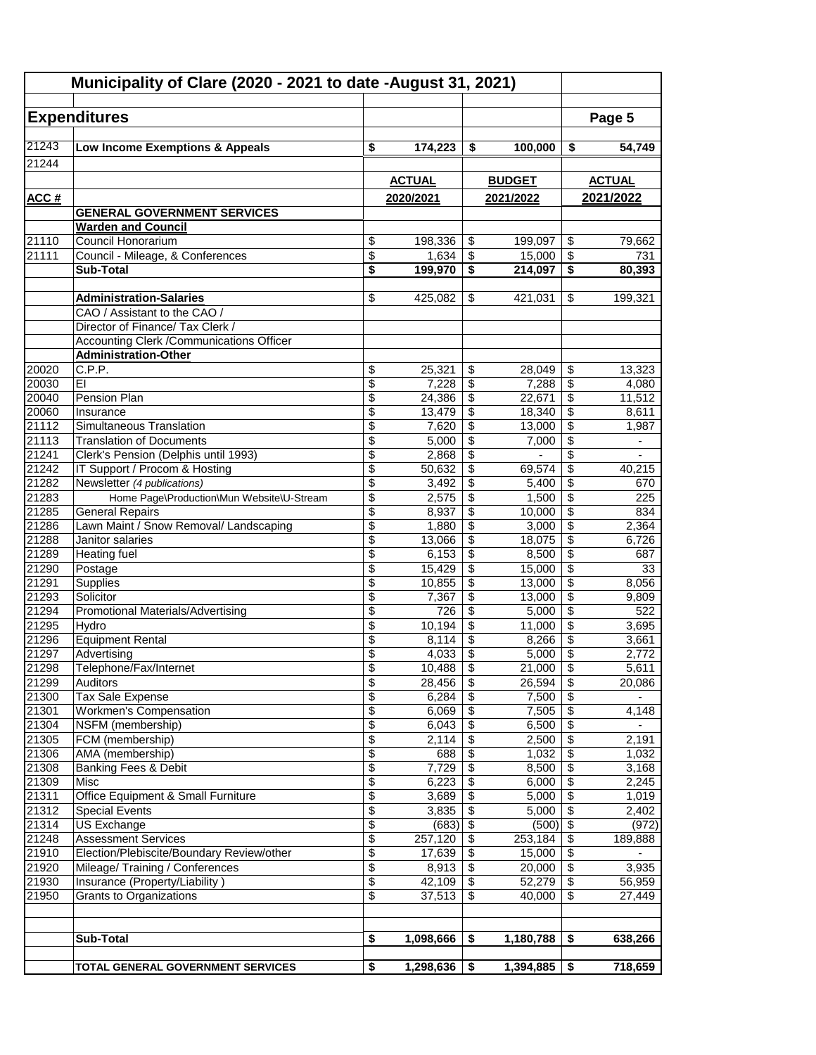# Municipality of Clare (2020 - 2021 to date -August 31, 2021)

## Expenditures

Page 5

| ACC # | | ACTUAL 2020/2021 | BUDGET 2021/2022 | ACTUAL 2021/2022 |
|---|---|---|---|---|
| 21243 | **Low Income Exemptions & Appeals** | **$ 174,223** | **$ 100,000** | **$ 54,749** |
| 21244 | | | | |
| | **GENERAL GOVERNMENT SERVICES** | | | |
| | **Warden and Council** | | | |
| 21110 | Council Honorarium | $ 198,336 | $ 199,097 | $ 79,662 |
| 21111 | Council - Mileage, & Conferences | $ 1,634 | $ 15,000 | $ 731 |
| | **Sub-Total** | **$ 199,970** | **$ 214,097** | **$ 80,393** |
| | | | | |
| | **Administration-Salaries** | $ 425,082 | $ 421,031 | $ 199,321 |
| | CAO / Assistant to the CAO / | | | |
| | Director of Finance/ Tax Clerk / | | | |
| | Accounting Clerk /Communications Officer | | | |
| | **Administration-Other** | | | |
| 20020 | C.P.P. | $ 25,321 | $ 28,049 | $ 13,323 |
| 20030 | EI | $ 7,228 | $ 7,288 | $ 4,080 |
| 20040 | Pension Plan | $ 24,386 | $ 22,671 | $ 11,512 |
| 20060 | Insurance | $ 13,479 | $ 18,340 | $ 8,611 |
| 21112 | Simultaneous Translation | $ 7,620 | $ 13,000 | $ 1,987 |
| 21113 | Translation of Documents | $ 5,000 | $ 7,000 | $ - |
| 21241 | Clerk's Pension (Delphis until 1993) | $ 2,868 | $ - | $ - |
| 21242 | IT Support / Procom & Hosting | $ 50,632 | $ 69,574 | $ 40,215 |
| 21282 | Newsletter *(4 publications)* | $ 3,492 | $ 5,400 | $ 670 |
| 21283 | Home Page\Production\Mun Website\U-Stream | $ 2,575 | $ 1,500 | $ 225 |
| 21285 | General Repairs | $ 8,937 | $ 10,000 | $ 834 |
| 21286 | Lawn Maint / Snow Removal/ Landscaping | $ 1,880 | $ 3,000 | $ 2,364 |
| 21288 | Janitor salaries | $ 13,066 | $ 18,075 | $ 6,726 |
| 21289 | Heating fuel | $ 6,153 | $ 8,500 | $ 687 |
| 21290 | Postage | $ 15,429 | $ 15,000 | $ 33 |
| 21291 | Supplies | $ 10,855 | $ 13,000 | $ 8,056 |
| 21293 | Solicitor | $ 7,367 | $ 13,000 | $ 9,809 |
| 21294 | Promotional Materials/Advertising | $ 726 | $ 5,000 | $ 522 |
| 21295 | Hydro | $ 10,194 | $ 11,000 | $ 3,695 |
| 21296 | Equipment Rental | $ 8,114 | $ 8,266 | $ 3,661 |
| 21297 | Advertising | $ 4,033 | $ 5,000 | $ 2,772 |
| 21298 | Telephone/Fax/Internet | $ 10,488 | $ 21,000 | $ 5,611 |
| 21299 | Auditors | $ 28,456 | $ 26,594 | $ 20,086 |
| 21300 | Tax Sale Expense | $ 6,284 | $ 7,500 | $ - |
| 21301 | Workmen's Compensation | $ 6,069 | $ 7,505 | $ 4,148 |
| 21304 | NSFM (membership) | $ 6,043 | $ 6,500 | $ - |
| 21305 | FCM (membership) | $ 2,114 | $ 2,500 | $ 2,191 |
| 21306 | AMA (membership) | $ 688 | $ 1,032 | $ 1,032 |
| 21308 | Banking Fees & Debit | $ 7,729 | $ 8,500 | $ 3,168 |
| 21309 | Misc | $ 6,223 | $ 6,000 | $ 2,245 |
| 21311 | Office Equipment & Small Furniture | $ 3,689 | $ 5,000 | $ 1,019 |
| 21312 | Special Events | $ 3,835 | $ 5,000 | $ 2,402 |
| 21314 | US Exchange | $ (683) | $ (500) | $ (972) |
| 21248 | Assessment Services | $ 257,120 | $ 253,184 | $ 189,888 |
| 21910 | Election/Plebiscite/Boundary Review/other | $ 17,639 | $ 15,000 | $ - |
| 21920 | Mileage/ Training / Conferences | $ 8,913 | $ 20,000 | $ 3,935 |
| 21930 | Insurance (Property/Liability ) | $ 42,109 | $ 52,279 | $ 56,959 |
| 21950 | Grants to Organizations | $ 37,513 | $ 40,000 | $ 27,449 |
| | | | | |
| | **Sub-Total** | **$ 1,098,666** | **$ 1,180,788** | **$ 638,266** |
| | | | | |
| | **TOTAL GENERAL GOVERNMENT SERVICES** | **$ 1,298,636** | **$ 1,394,885** | **$ 718,659** |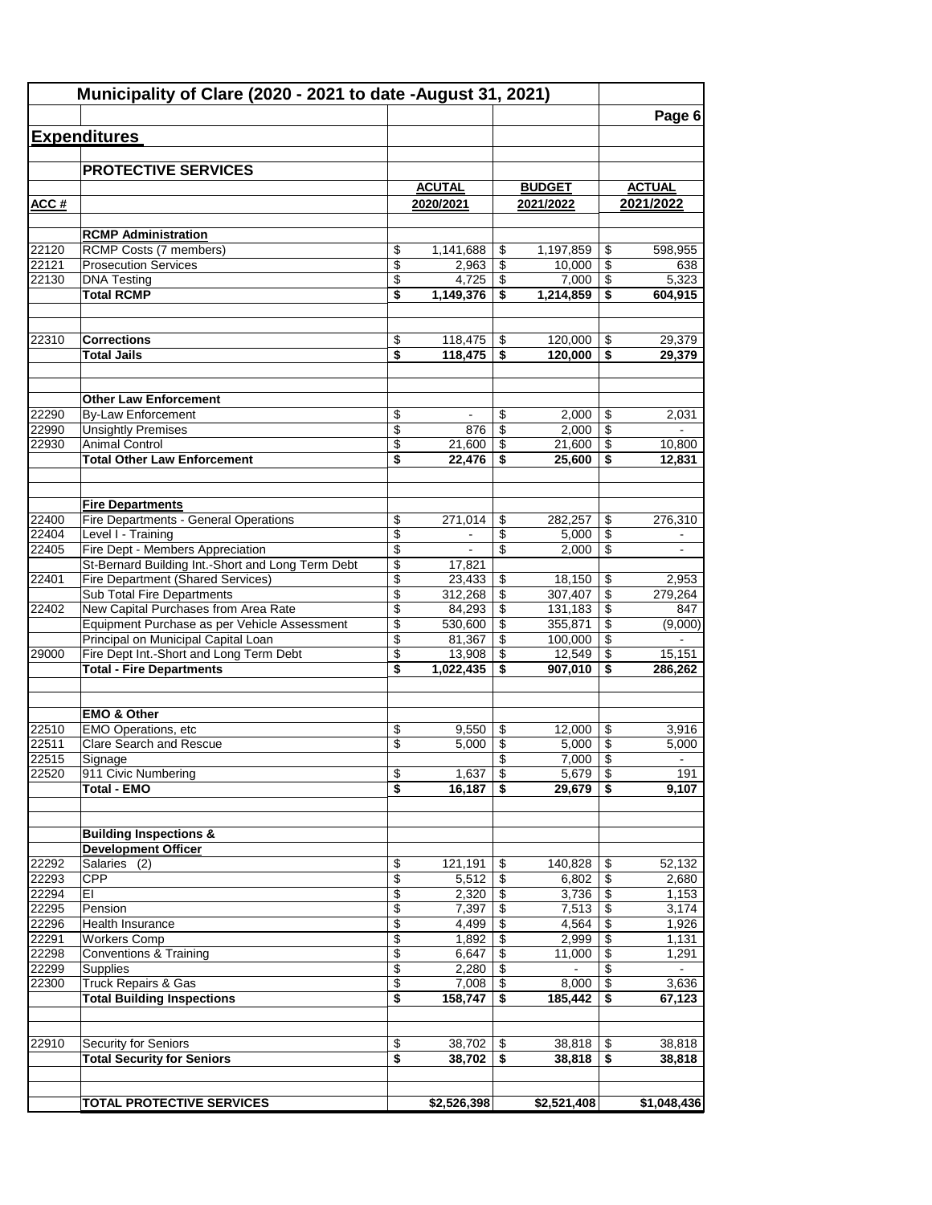## Municipality of Clare (2020 - 2021 to date -August 31, 2021)

### Expenditures

#### PROTECTIVE SERVICES

| ACC # | | ACUTAL 2020/2021 | BUDGET 2021/2022 | ACTUAL 2021/2022 |
|---|---|---|---|---|
| | **RCMP Administration** | | | |
| 22120 | RCMP Costs (7 members) | $ 1,141,688 | $ 1,197,859 | $ 598,955 |
| 22121 | Prosecution Services | $ 2,963 | $ 10,000 | $ 638 |
| 22130 | DNA Testing | $ 4,725 | $ 7,000 | $ 5,323 |
| | **Total RCMP** | **$ 1,149,376** | **$ 1,214,859** | **$ 604,915** |
| | | | | |
| 22310 | **Corrections** | $ 118,475 | $ 120,000 | $ 29,379 |
| | **Total Jails** | **$ 118,475** | **$ 120,000** | **$ 29,379** |
| | | | | |
| | **Other Law Enforcement** | | | |
| 22290 | By-Law Enforcement | $ - | $ 2,000 | $ 2,031 |
| 22990 | Unsightly Premises | $ 876 | $ 2,000 | $ - |
| 22930 | Animal Control | $ 21,600 | $ 21,600 | $ 10,800 |
| | **Total Other Law Enforcement** | **$ 22,476** | **$ 25,600** | **$ 12,831** |
| | | | | |
| | **Fire Departments** | | | |
| 22400 | Fire Departments - General Operations | $ 271,014 | $ 282,257 | $ 276,310 |
| 22404 | Level I - Training | $ - | $ 5,000 | $ - |
| 22405 | Fire Dept - Members Appreciation | $ - | $ 2,000 | $ - |
| | St-Bernard Building Int.-Short and Long Term Debt | $ 17,821 | | |
| 22401 | Fire Department (Shared Services) | $ 23,433 | $ 18,150 | $ 2,953 |
| | Sub Total Fire Departments | $ 312,268 | $ 307,407 | $ 279,264 |
| 22402 | New Capital Purchases from Area Rate | $ 84,293 | $ 131,183 | $ 847 |
| | Equipment Purchase as per Vehicle Assessment | $ 530,600 | $ 355,871 | $ (9,000) |
| | Principal on Municipal Capital Loan | $ 81,367 | $ 100,000 | $ - |
| 29000 | Fire Dept Int.-Short and Long Term Debt | $ 13,908 | $ 12,549 | $ 15,151 |
| | **Total - Fire Departments** | **$ 1,022,435** | **$ 907,010** | **$ 286,262** |
| | | | | |
| | **EMO & Other** | | | |
| 22510 | EMO Operations, etc | $ 9,550 | $ 12,000 | $ 3,916 |
| 22511 | Clare Search and Rescue | $ 5,000 | $ 5,000 | $ 5,000 |
| 22515 | Signage | | $ 7,000 | $ - |
| 22520 | 911 Civic Numbering | $ 1,637 | $ 5,679 | $ 191 |
| | **Total - EMO** | **$ 16,187** | **$ 29,679** | **$ 9,107** |
| | | | | |
| | **Building Inspections & Development Officer** | | | |
| 22292 | Salaries (2) | $ 121,191 | $ 140,828 | $ 52,132 |
| 22293 | CPP | $ 5,512 | $ 6,802 | $ 2,680 |
| 22294 | EI | $ 2,320 | $ 3,736 | $ 1,153 |
| 22295 | Pension | $ 7,397 | $ 7,513 | $ 3,174 |
| 22296 | Health Insurance | $ 4,499 | $ 4,564 | $ 1,926 |
| 22291 | Workers Comp | $ 1,892 | $ 2,999 | $ 1,131 |
| 22298 | Conventions & Training | $ 6,647 | $ 11,000 | $ 1,291 |
| 22299 | Supplies | $ 2,280 | $ - | $ - |
| 22300 | Truck Repairs & Gas | $ 7,008 | $ 8,000 | $ 3,636 |
| | **Total Building Inspections** | **$ 158,747** | **$ 185,442** | **$ 67,123** |
| | | | | |
| 22910 | Security for Seniors | $ 38,702 | $ 38,818 | $ 38,818 |
| | **Total Security for Seniors** | **$ 38,702** | **$ 38,818** | **$ 38,818** |
| | | | | |
| | **TOTAL PROTECTIVE SERVICES** | **$2,526,398** | **$2,521,408** | **$1,048,436** |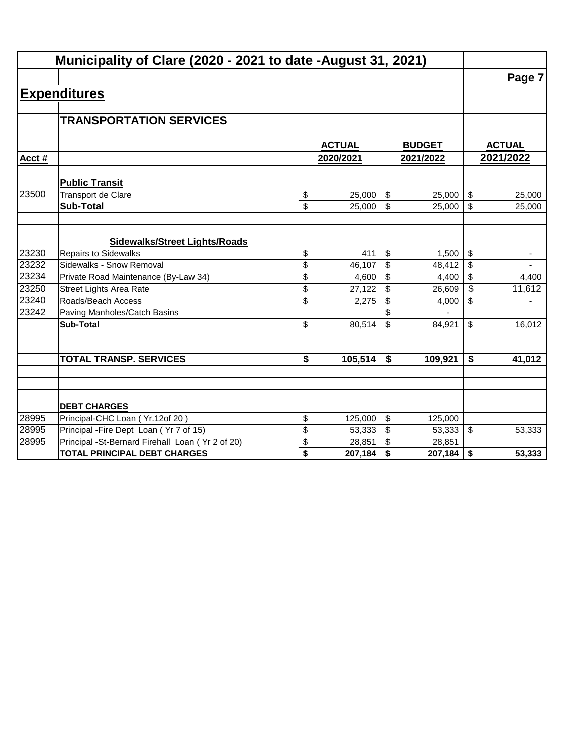# Municipality of Clare (2020 - 2021 to date -August 31, 2021)

## Expenditures

### TRANSPORTATION SERVICES

| Acct # | | ACTUAL 2020/2021 | BUDGET 2021/2022 | ACTUAL 2021/2022 |
|---|---|---|---|---|
| | **Public Transit** | | | |
| 23500 | Transport de Clare | $ 25,000 | $ 25,000 | $ 25,000 |
| | **Sub-Total** | $ 25,000 | $ 25,000 | $ 25,000 |
| | | | | |
| | **Sidewalks/Street Lights/Roads** | | | |
| 23230 | Repairs to Sidewalks | $ 411 | $ 1,500 | $ - |
| 23232 | Sidewalks - Snow Removal | $ 46,107 | $ 48,412 | $ - |
| 23234 | Private Road Maintenance (By-Law 34) | $ 4,600 | $ 4,400 | $ 4,400 |
| 23250 | Street Lights Area Rate | $ 27,122 | $ 26,609 | $ 11,612 |
| 23240 | Roads/Beach Access | $ 2,275 | $ 4,000 | $ - |
| 23242 | Paving Manholes/Catch Basins | | $ - | |
| | **Sub-Total** | $ 80,514 | $ 84,921 | $ 16,012 |
| | | | | |
| | **TOTAL TRANSP. SERVICES** | **$ 105,514** | **$ 109,921** | **$ 41,012** |
| | | | | |
| | **DEBT CHARGES** | | | |
| 28995 | Principal-CHC Loan ( Yr.12of 20 ) | $ 125,000 | $ 125,000 | |
| 28995 | Principal -Fire Dept Loan ( Yr 7 of 15) | $ 53,333 | $ 53,333 | $ 53,333 |
| 28995 | Principal -St-Bernard Firehall Loan ( Yr 2 of 20) | $ 28,851 | $ 28,851 | |
| | **TOTAL PRINCIPAL DEBT CHARGES** | **$ 207,184** | **$ 207,184** | **$ 53,333** |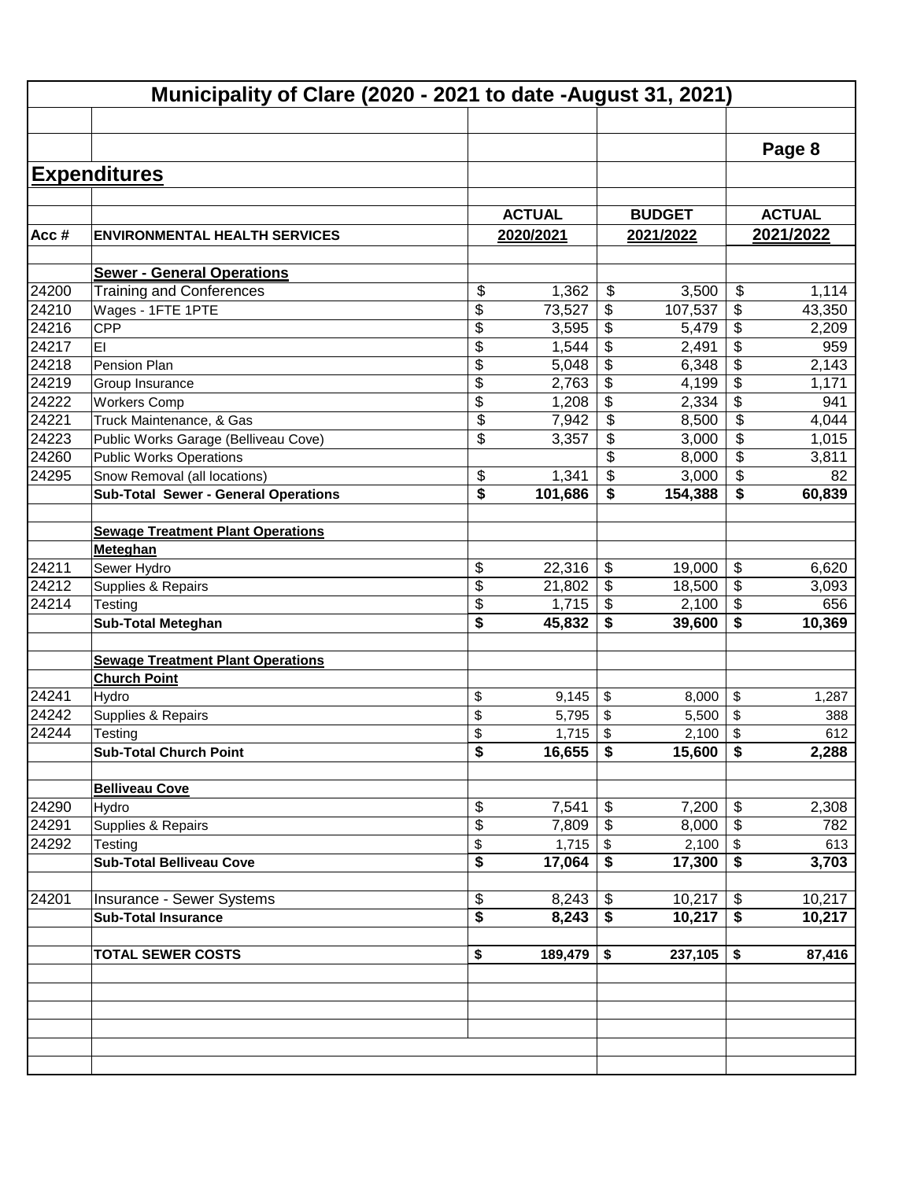# Municipality of Clare (2020 - 2021 to date -August 31, 2021)

Page 8

## Expenditures

| Acc # | ENVIRONMENTAL HEALTH SERVICES | ACTUAL 2020/2021 | BUDGET 2021/2022 | ACTUAL 2021/2022 |
|---|---|---|---|---|
| | **Sewer - General Operations** | | | |
| 24200 | Training and Conferences | $ 1,362 | $ 3,500 | $ 1,114 |
| 24210 | Wages - 1FTE 1PTE | $ 73,527 | $ 107,537 | $ 43,350 |
| 24216 | CPP | $ 3,595 | $ 5,479 | $ 2,209 |
| 24217 | EI | $ 1,544 | $ 2,491 | $ 959 |
| 24218 | Pension Plan | $ 5,048 | $ 6,348 | $ 2,143 |
| 24219 | Group Insurance | $ 2,763 | $ 4,199 | $ 1,171 |
| 24222 | Workers Comp | $ 1,208 | $ 2,334 | $ 941 |
| 24221 | Truck Maintenance, & Gas | $ 7,942 | $ 8,500 | $ 4,044 |
| 24223 | Public Works Garage (Belliveau Cove) | $ 3,357 | $ 3,000 | $ 1,015 |
| 24260 | Public Works Operations | | $ 8,000 | $ 3,811 |
| 24295 | Snow Removal (all locations) | $ 1,341 | $ 3,000 | $ 82 |
| | **Sub-Total Sewer - General Operations** | **$ 101,686** | **$ 154,388** | **$ 60,839** |
| | **Sewage Treatment Plant Operations** | | | |
| | **Meteghan** | | | |
| 24211 | Sewer Hydro | $ 22,316 | $ 19,000 | $ 6,620 |
| 24212 | Supplies & Repairs | $ 21,802 | $ 18,500 | $ 3,093 |
| 24214 | Testing | $ 1,715 | $ 2,100 | $ 656 |
| | **Sub-Total Meteghan** | **$ 45,832** | **$ 39,600** | **$ 10,369** |
| | **Sewage Treatment Plant Operations** | | | |
| | **Church Point** | | | |
| 24241 | Hydro | $ 9,145 | $ 8,000 | $ 1,287 |
| 24242 | Supplies & Repairs | $ 5,795 | $ 5,500 | $ 388 |
| 24244 | Testing | $ 1,715 | $ 2,100 | $ 612 |
| | **Sub-Total Church Point** | **$ 16,655** | **$ 15,600** | **$ 2,288** |
| | **Belliveau Cove** | | | |
| 24290 | Hydro | $ 7,541 | $ 7,200 | $ 2,308 |
| 24291 | Supplies & Repairs | $ 7,809 | $ 8,000 | $ 782 |
| 24292 | Testing | $ 1,715 | $ 2,100 | $ 613 |
| | **Sub-Total Belliveau Cove** | **$ 17,064** | **$ 17,300** | **$ 3,703** |
| 24201 | Insurance - Sewer Systems | $ 8,243 | $ 10,217 | $ 10,217 |
| | **Sub-Total Insurance** | **$ 8,243** | **$ 10,217** | **$ 10,217** |
| | **TOTAL SEWER COSTS** | **$ 189,479** | **$ 237,105** | **$ 87,416** |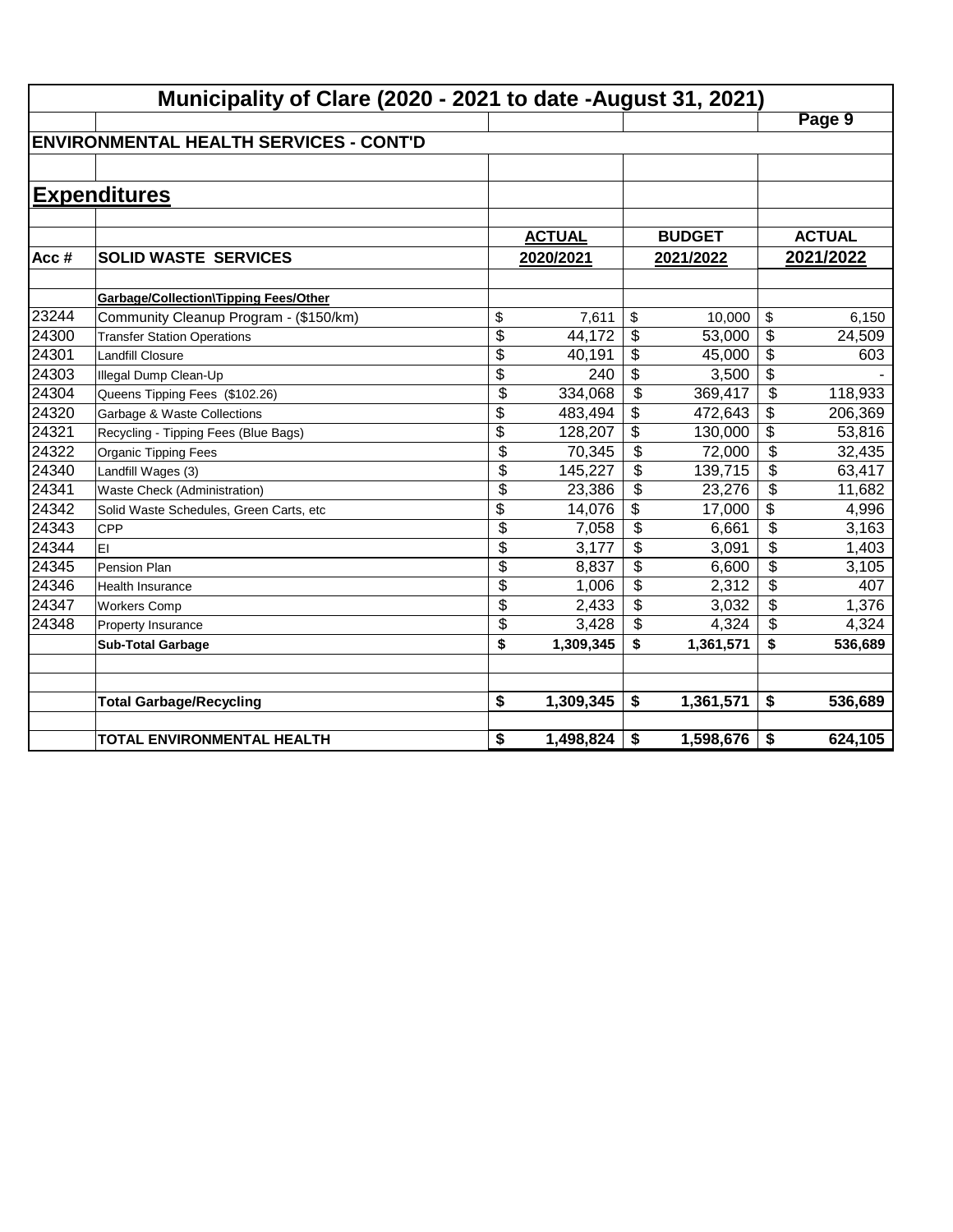# Municipality of Clare (2020 - 2021 to date -August 31, 2021)

## ENVIRONMENTAL HEALTH SERVICES - CONT'D

## Expenditures

| Acc # | SOLID WASTE SERVICES | ACTUAL 2020/2021 | BUDGET 2021/2022 | ACTUAL 2021/2022 |
|---|---|---|---|---|
| | **Garbage/Collection\Tipping Fees/Other** | | | |
| 23244 | Community Cleanup Program - ($150/km) | $ 7,611 | $ 10,000 | $ 6,150 |
| 24300 | Transfer Station Operations | $ 44,172 | $ 53,000 | $ 24,509 |
| 24301 | Landfill Closure | $ 40,191 | $ 45,000 | $ 603 |
| 24303 | Illegal Dump Clean-Up | $ 240 | $ 3,500 | $ - |
| 24304 | Queens Tipping Fees ($102.26) | $ 334,068 | $ 369,417 | $ 118,933 |
| 24320 | Garbage & Waste Collections | $ 483,494 | $ 472,643 | $ 206,369 |
| 24321 | Recycling - Tipping Fees (Blue Bags) | $ 128,207 | $ 130,000 | $ 53,816 |
| 24322 | Organic Tipping Fees | $ 70,345 | $ 72,000 | $ 32,435 |
| 24340 | Landfill Wages (3) | $ 145,227 | $ 139,715 | $ 63,417 |
| 24341 | Waste Check (Administration) | $ 23,386 | $ 23,276 | $ 11,682 |
| 24342 | Solid Waste Schedules, Green Carts, etc | $ 14,076 | $ 17,000 | $ 4,996 |
| 24343 | CPP | $ 7,058 | $ 6,661 | $ 3,163 |
| 24344 | EI | $ 3,177 | $ 3,091 | $ 1,403 |
| 24345 | Pension Plan | $ 8,837 | $ 6,600 | $ 3,105 |
| 24346 | Health Insurance | $ 1,006 | $ 2,312 | $ 407 |
| 24347 | Workers Comp | $ 2,433 | $ 3,032 | $ 1,376 |
| 24348 | Property Insurance | $ 3,428 | $ 4,324 | $ 4,324 |
| | **Sub-Total Garbage** | **$ 1,309,345** | **$ 1,361,571** | **$ 536,689** |
| | | | | |
| | **Total Garbage/Recycling** | **$ 1,309,345** | **$ 1,361,571** | **$ 536,689** |
| | | | | |
| | **TOTAL ENVIRONMENTAL HEALTH** | **$ 1,498,824** | **$ 1,598,676** | **$ 624,105** |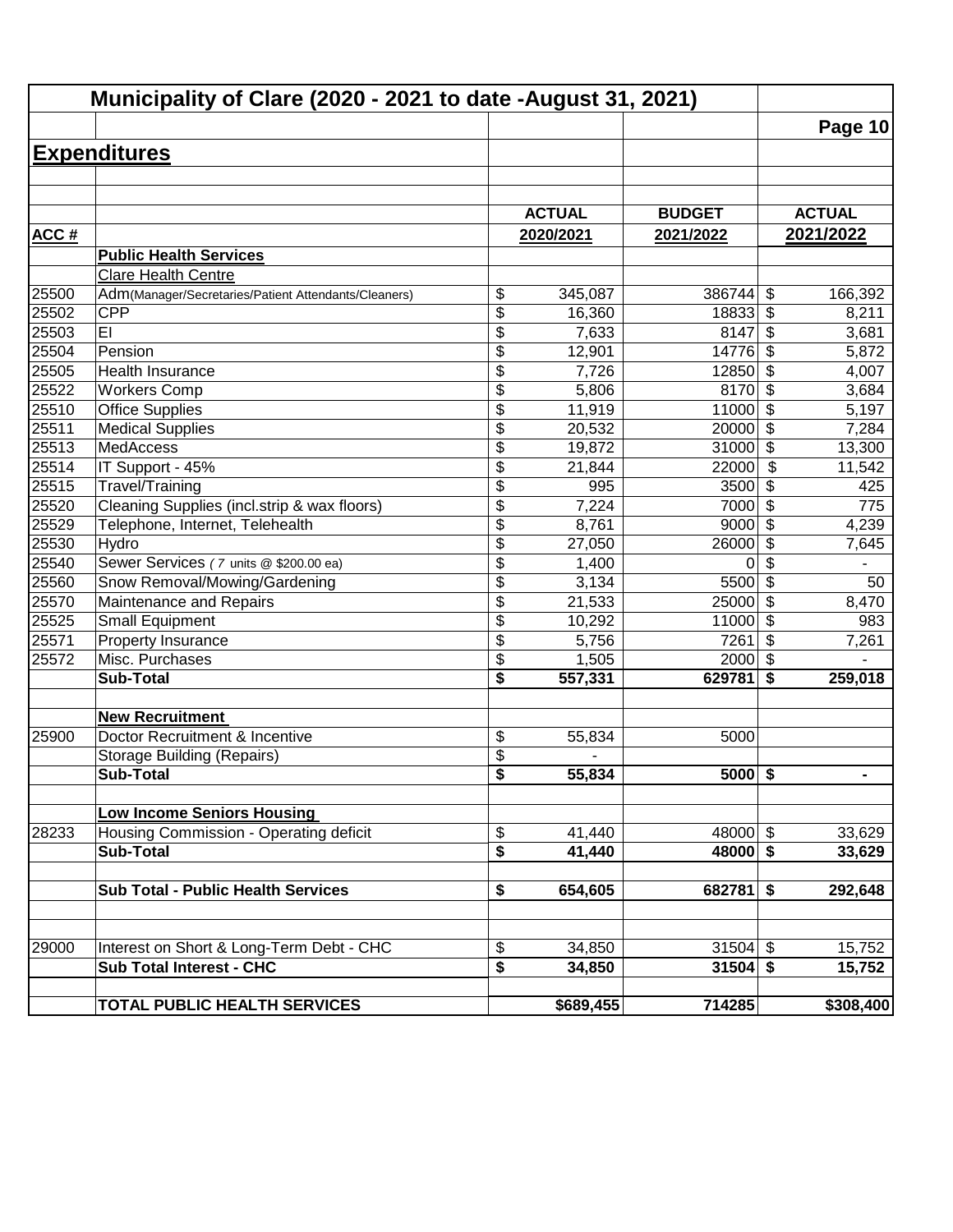# Municipality of Clare (2020 - 2021 to date -August 31, 2021)

## Expenditures

| ACC # | | ACTUAL 2020/2021 | BUDGET 2021/2022 | ACTUAL 2021/2022 |
|---|---|---|---|---|
| | **Public Health Services** | | | |
| | Clare Health Centre | | | |
| 25500 | Adm(Manager/Secretaries/Patient Attendants/Cleaners) | $ 345,087 | 386744 | $ 166,392 |
| 25502 | CPP | $ 16,360 | 18833 | $ 8,211 |
| 25503 | EI | $ 7,633 | 8147 | $ 3,681 |
| 25504 | Pension | $ 12,901 | 14776 | $ 5,872 |
| 25505 | Health Insurance | $ 7,726 | 12850 | $ 4,007 |
| 25522 | Workers Comp | $ 5,806 | 8170 | $ 3,684 |
| 25510 | Office Supplies | $ 11,919 | 11000 | $ 5,197 |
| 25511 | Medical Supplies | $ 20,532 | 20000 | $ 7,284 |
| 25513 | MedAccess | $ 19,872 | 31000 | $ 13,300 |
| 25514 | IT Support - 45% | $ 21,844 | 22000 | $ 11,542 |
| 25515 | Travel/Training | $ 995 | 3500 | $ 425 |
| 25520 | Cleaning Supplies (incl.strip & wax floors) | $ 7,224 | 7000 | $ 775 |
| 25529 | Telephone, Internet, Telehealth | $ 8,761 | 9000 | $ 4,239 |
| 25530 | Hydro | $ 27,050 | 26000 | $ 7,645 |
| 25540 | Sewer Services ( *7* units @ $200.00 ea) | $ 1,400 | 0 | $ - |
| 25560 | Snow Removal/Mowing/Gardening | $ 3,134 | 5500 | $ 50 |
| 25570 | Maintenance and Repairs | $ 21,533 | 25000 | $ 8,470 |
| 25525 | Small Equipment | $ 10,292 | 11000 | $ 983 |
| 25571 | Property Insurance | $ 5,756 | 7261 | $ 7,261 |
| 25572 | Misc. Purchases | $ 1,505 | 2000 | $ - |
| | **Sub-Total** | **$ 557,331** | **629781** | **$ 259,018** |
| | | | | |
| | **New Recruitment** | | | |
| 25900 | Doctor Recruitment & Incentive | $ 55,834 | 5000 | |
| | Storage Building (Repairs) | $ - | | |
| | **Sub-Total** | **$ 55,834** | **5000** | **$ -** |
| | | | | |
| | **Low Income Seniors Housing** | | | |
| 28233 | Housing Commission - Operating deficit | $ 41,440 | 48000 | $ 33,629 |
| | **Sub-Total** | **$ 41,440** | **48000** | **$ 33,629** |
| | | | | |
| | **Sub Total - Public Health Services** | **$ 654,605** | **682781** | **$ 292,648** |
| | | | | |
| 29000 | Interest on Short & Long-Term Debt - CHC | $ 34,850 | 31504 | $ 15,752 |
| | **Sub Total Interest - CHC** | **$ 34,850** | **31504** | **$ 15,752** |
| | | | | |
| | **TOTAL PUBLIC HEALTH SERVICES** | **$689,455** | **714285** | **$308,400** |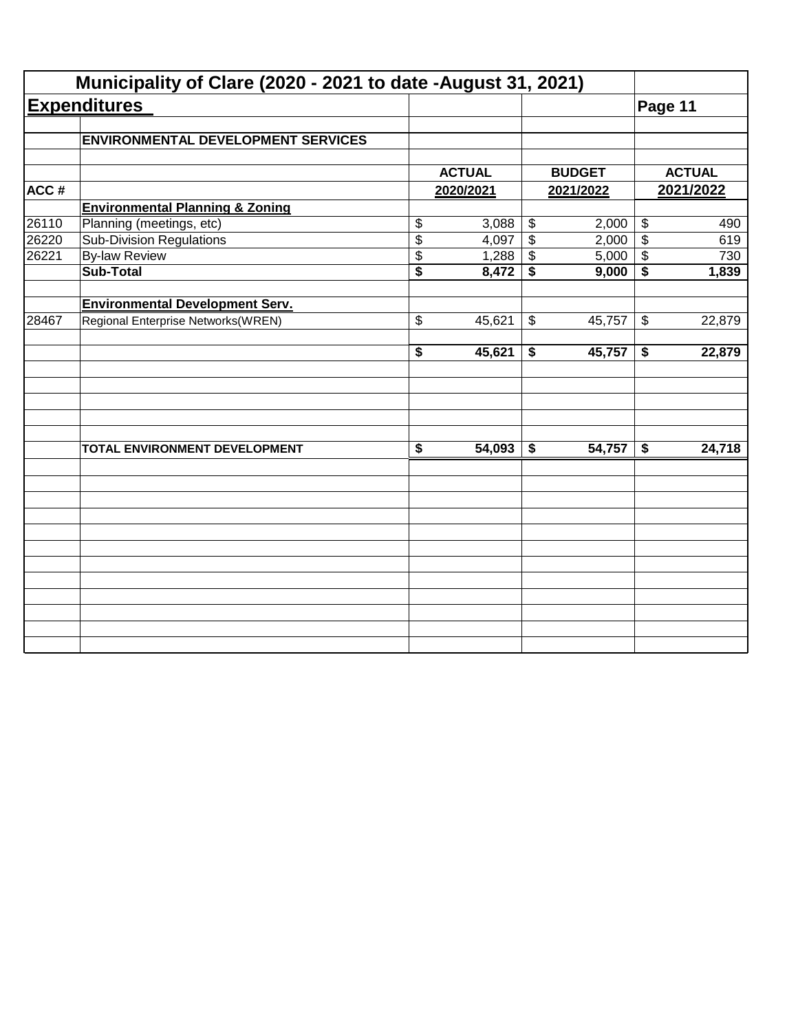# Municipality of Clare (2020 - 2021 to date -August 31, 2021)

## Expenditures

Page 11

| ACC # | ENVIRONMENTAL DEVELOPMENT SERVICES | ACTUAL 2020/2021 | BUDGET 2021/2022 | ACTUAL 2021/2022 |
|---|---|---|---|---|
| | **Environmental Planning & Zoning** | | | |
| 26110 | Planning (meetings, etc) | $ 3,088 | $ 2,000 | $ 490 |
| 26220 | Sub-Division Regulations | $ 4,097 | $ 2,000 | $ 619 |
| 26221 | By-law Review | $ 1,288 | $ 5,000 | $ 730 |
| | **Sub-Total** | **$ 8,472** | **$ 9,000** | **$ 1,839** |
| | | | | |
| | **Environmental Development Serv.** | | | |
| 28467 | Regional Enterprise Networks(WREN) | $ 45,621 | $ 45,757 | $ 22,879 |
| | | | | |
| | | **$ 45,621** | **$ 45,757** | **$ 22,879** |
| | | | | |
| | **TOTAL ENVIRONMENT DEVELOPMENT** | **$ 54,093** | **$ 54,757** | **$ 24,718** |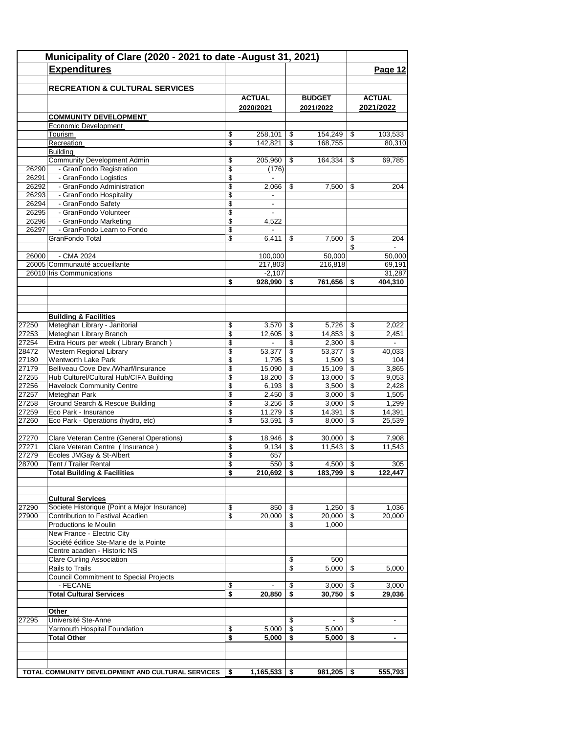# Municipality of Clare (2020 - 2021 to date -August 31, 2021)

## Expenditures

Page 12

### RECREATION & CULTURAL SERVICES

| Code | Description | ACTUAL 2020/2021 | BUDGET 2021/2022 | ACTUAL 2021/2022 |
|---|---|---|---|---|
| | **COMMUNITY DEVELOPMENT** | | | |
| | Economic Development | | | |
| | Tourism | $ 258,101 | $ 154,249 | $ 103,533 |
| | Recreation | $ 142,821 | $ 168,755 | 80,310 |
| | Building | | | |
| | Community Development Admin | $ 205,960 | $ 164,334 | $ 69,785 |
| 26290 | - GranFondo Registration | $ (176) | | |
| 26291 | - GranFondo Logistics | $ - | | |
| 26292 | - GranFondo Administration | $ 2,066 | $ 7,500 | $ 204 |
| 26293 | - GranFondo Hospitality | $ - | | |
| 26294 | - GranFondo Safety | $ - | | |
| 26295 | - GranFondo Volunteer | $ - | | |
| 26296 | - GranFondo Marketing | $ 4,522 | | |
| 26297 | - GranFondo Learn to Fondo | $ - | | |
| | GranFondo Total | $ 6,411 | $ 7,500 | $ 204 |
| | | | | $ - |
| 26000 | - CMA 2024 | 100,000 | 50,000 | 50,000 |
| 26005 | Communauté accueillante | 217,803 | 216,818 | 69,191 |
| 26010 | Iris Communications | -2,107 | | 31,287 |
| | | **$ 928,990** | **$ 761,656** | **$ 404,310** |
| | **Building & Facilities** | | | |
| 27250 | Meteghan Library - Janitorial | $ 3,570 | $ 5,726 | $ 2,022 |
| 27253 | Meteghan Library Branch | $ 12,605 | $ 14,853 | $ 2,451 |
| 27254 | Extra Hours per week ( Library Branch ) | $ - | $ 2,300 | $ - |
| 28472 | Western Regional Library | $ 53,377 | $ 53,377 | $ 40,033 |
| 27180 | Wentworth Lake Park | $ 1,795 | $ 1,500 | $ 104 |
| 27179 | Belliveau Cove Dev./Wharf/Insurance | $ 15,090 | $ 15,109 | $ 3,865 |
| 27255 | Hub Culturel/Cultural Hub/CIFA Building | $ 18,200 | $ 13,000 | $ 9,053 |
| 27256 | Havelock Community Centre | $ 6,193 | $ 3,500 | $ 2,428 |
| 27257 | Meteghan Park | $ 2,450 | $ 3,000 | $ 1,505 |
| 27258 | Ground Search & Rescue Building | $ 3,256 | $ 3,000 | $ 1,299 |
| 27259 | Eco Park - Insurance | $ 11,279 | $ 14,391 | $ 14,391 |
| 27260 | Eco Park - Operations (hydro, etc) | $ 53,591 | $ 8,000 | $ 25,539 |
| 27270 | Clare Veteran Centre (General Operations) | $ 18,946 | $ 30,000 | $ 7,908 |
| 27271 | Clare Veteran Centre ( Insurance ) | $ 9,134 | $ 11,543 | $ 11,543 |
| 27279 | Écoles JMGay & St-Albert | $ 657 | | |
| 28700 | Tent / Trailer Rental | $ 550 | $ 4,500 | $ 305 |
| | **Total Building & Facilities** | **$ 210,692** | **$ 183,799** | **$ 122,447** |
| | **Cultural Services** | | | |
| 27290 | Societe Historique (Point a Major Insurance) | $ 850 | $ 1,250 | $ 1,036 |
| 27900 | Contribution to Festival Acadien | $ 20,000 | $ 20,000 | $ 20,000 |
| | Productions le Moulin | | $ 1,000 | |
| | New France - Electric City | | | |
| | Société édifice Ste-Marie de la Pointe | | | |
| | Centre acadien - Historic NS | | | |
| | Clare Curling Association | | $ 500 | |
| | Rails to Trails | | $ 5,000 | $ 5,000 |
| | Council Commitment to Special Projects | | | |
| | - FECANE | $ - | $ 3,000 | $ 3,000 |
| | **Total Cultural Services** | **$ 20,850** | **$ 30,750** | **$ 29,036** |
| | **Other** | | | |
| 27295 | Université Ste-Anne | | $ - | $ - |
| | Yarmouth Hospital Foundation | $ 5,000 | $ 5,000 | |
| | **Total Other** | **$ 5,000** | **$ 5,000** | **$ -** |
| | **TOTAL COMMUNITY DEVELOPMENT AND CULTURAL SERVICES** | **$ 1,165,533** | **$ 981,205** | **$ 555,793** |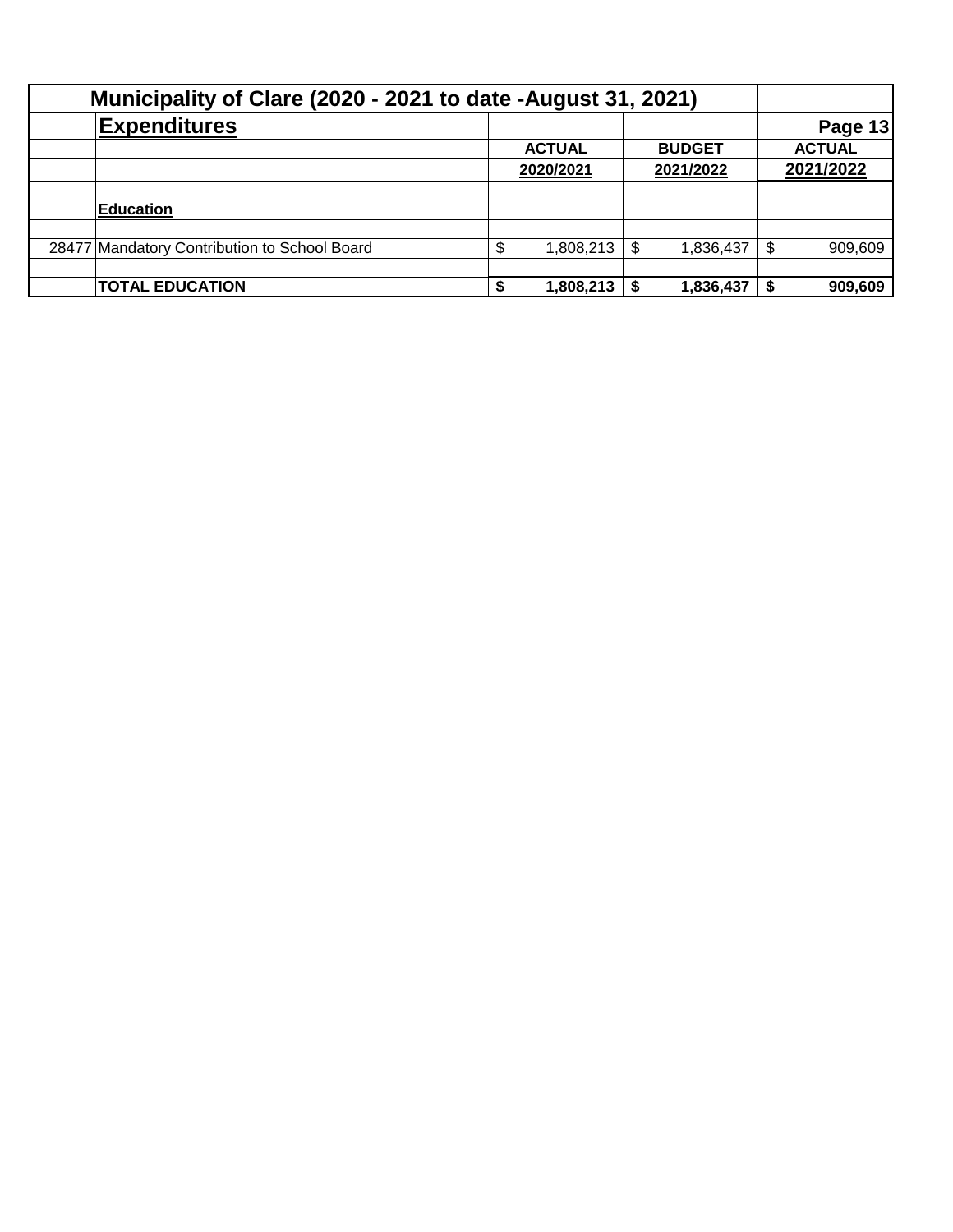| | Municipality of Clare (2020 - 2021 to date -August 31, 2021) | | | |
|---|---|---|---|---|
| | **Expenditures** | | | **Page 13** |
| | | **ACTUAL** | **BUDGET** | **ACTUAL** |
| | | **2020/2021** | **2021/2022** | **2021/2022** |
| | | | | |
| | **Education** | | | |
| | | | | |
| 28477 | Mandatory Contribution to School Board | $ 1,808,213 | $ 1,836,437 | $ 909,609 |
| | | | | |
| | **TOTAL EDUCATION** | **$ 1,808,213** | **$ 1,836,437** | **$ 909,609** |